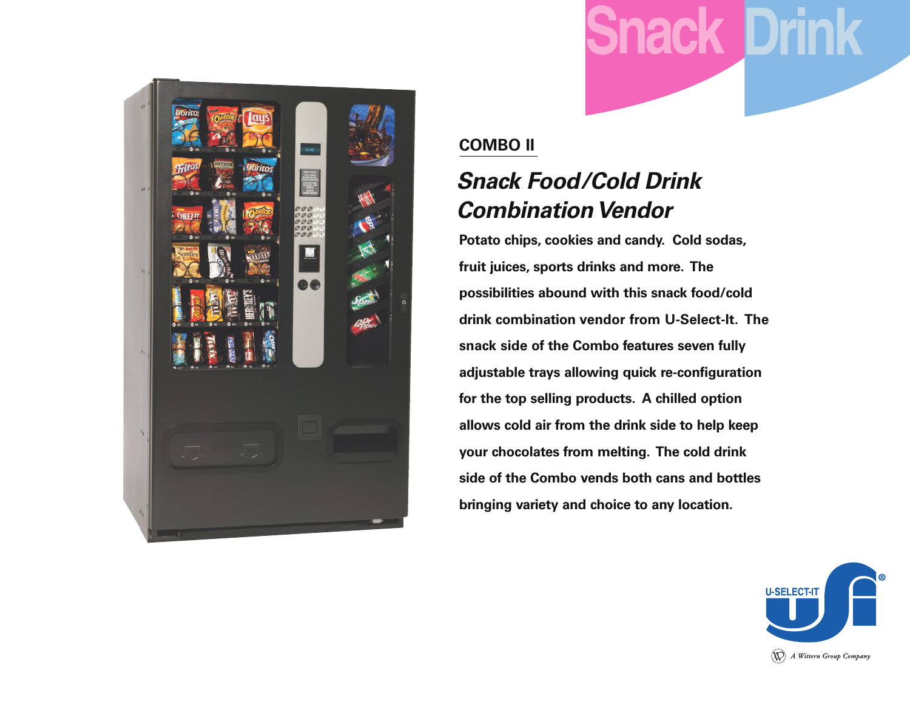Snack Drink

## COMBO II

# *Snack Food/Cold Drink Combination Vendor*

**Potato chips, cookies and candy. Cold sodas, fruit juices, sports drinks and more. The possibilities abound with this snack food/cold drink combination vendor from U-Select-It. The snack side of the Combo features seven fully adjustable trays allowing quick re-configuration for the top selling products. A chilled option allows cold air from the drink side to help keep your chocolates from melting. The cold drink side of the Combo vends both cans and bottles bringing variety and choice to any location.**

U-SELECT-IT®

*A Wittern Group Company*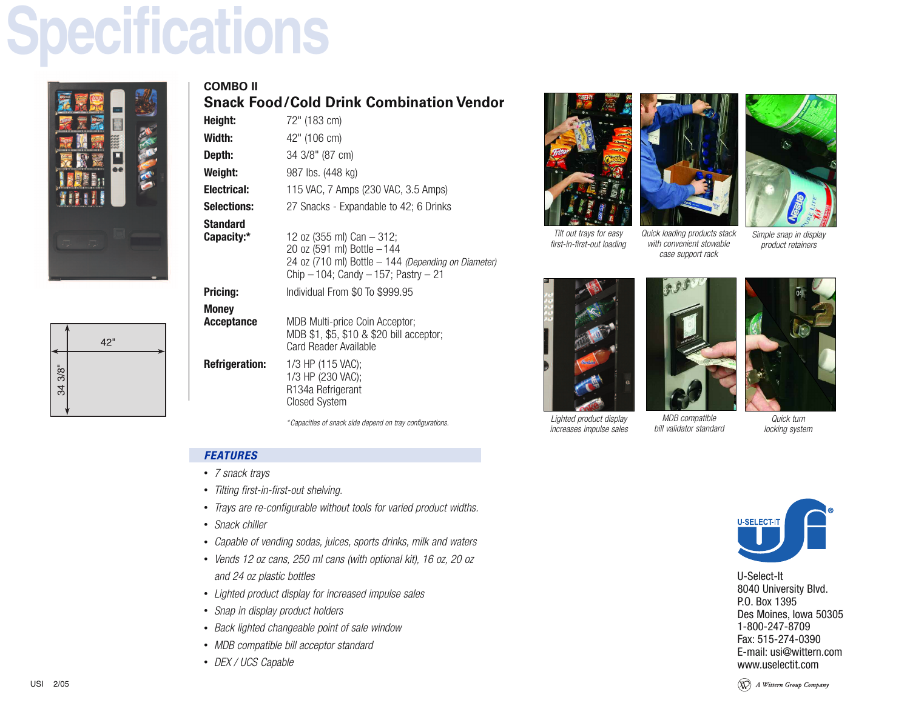# Specifications

42"

34 3/8"

## COMBO II

## Snack Food/Cold Drink Combination Vendor

| | |
|---|---|
| **Height:** | 72" (183 cm) |
| **Width:** | 42" (106 cm) |
| **Depth:** | 34 3/8" (87 cm) |
| **Weight:** | 987 lbs. (448 kg) |
| **Electrical:** | 115 VAC, 7 Amps (230 VAC, 3.5 Amps) |
| **Selections:** | 27 Snacks - Expandable to 42; 6 Drinks |
| **Standard Capacity:*** | 12 oz (355 ml) Can – 312; 20 oz (591 ml) Bottle – 144; 24 oz (710 ml) Bottle – 144 *(Depending on Diameter)*; Chip – 104; Candy – 157; Pastry – 21 |
| **Pricing:** | Individual From $0 To $999.95 |
| **Money Acceptance** | MDB Multi-price Coin Acceptor; MDB $1, $5, $10 & $20 bill acceptor; Card Reader Available |
| **Refrigeration:** | 1/3 HP (115 VAC); 1/3 HP (230 VAC); R134a Refrigerant; Closed System |

*\*Capacities of snack side depend on tray configurations.*

*Tilt out trays for easy first-in-first-out loading*

*Quick loading products stack with convenient stowable case support rack*

*Simple snap in display product retainers*

*Lighted product display increases impulse sales*

*MDB compatible bill validator standard*

*Quick turn locking system*

### FEATURES

- *7 snack trays*
- *Tilting first-in-first-out shelving.*
- *Trays are re-configurable without tools for varied product widths.*
- *Snack chiller*
- *Capable of vending sodas, juices, sports drinks, milk and waters*
- *Vends 12 oz cans, 250 ml cans (with optional kit), 16 oz, 20 oz and 24 oz plastic bottles*
- *Lighted product display for increased impulse sales*
- *Snap in display product holders*
- *Back lighted changeable point of sale window*
- *MDB compatible bill acceptor standard*
- *DEX / UCS Capable*

U-SELECT-IT®

U-Select-It
8040 University Blvd.
P.O. Box 1395
Des Moines, Iowa 50305
1-800-247-8709
Fax: 515-274-0390
E-mail: usi@wittern.com
www.uselectit.com

*A Wittern Group Company*

USI 2/05